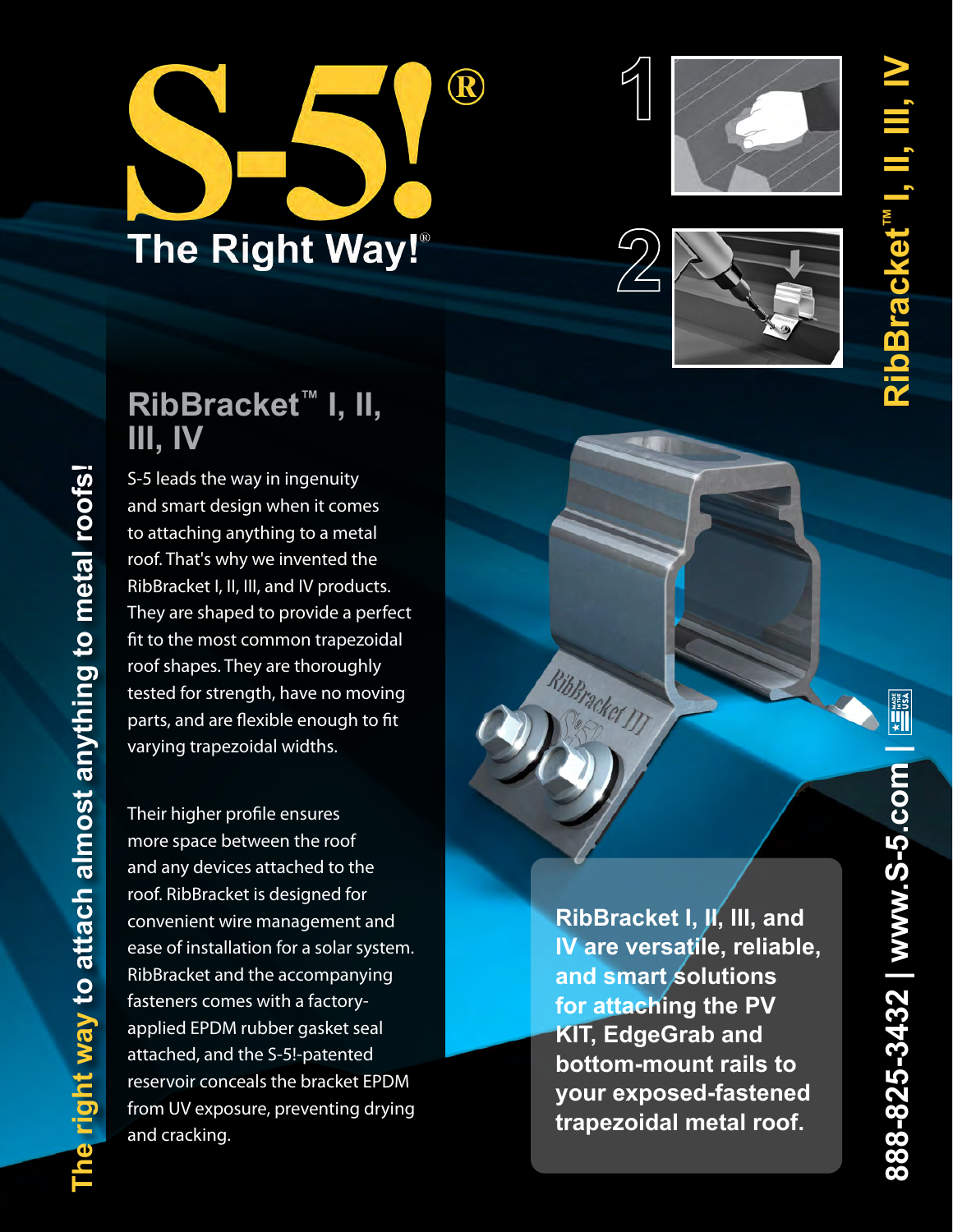# S-5!®

## The Right Way!®

The right way to attach almost anything to metal roofs!

## RibBracket™ I, II, III, IV

S-5 leads the way in ingenuity and smart design when it comes to attaching anything to a metal roof. That's why we invented the RibBracket I, II, III, and IV products. They are shaped to provide a perfect fit to the most common trapezoidal roof shapes. They are thoroughly tested for strength, have no moving parts, and are flexible enough to fit varying trapezoidal widths.

Their higher profile ensures more space between the roof and any devices attached to the roof. RibBracket is designed for convenient wire management and ease of installation for a solar system. RibBracket and the accompanying fasteners comes with a factory-applied EPDM rubber gasket seal attached, and the S-5!-patented reservoir conceals the bracket EPDM from UV exposure, preventing drying and cracking.

1

2

**RibBracket I, II, III, and IV are versatile, reliable, and smart solutions for attaching the PV KIT, EdgeGrab and bottom-mount rails to your exposed-fastened trapezoidal metal roof.**

RibBracket™ I, II, III, IV

888-825-3432 | www.S-5.com | MADE IN USA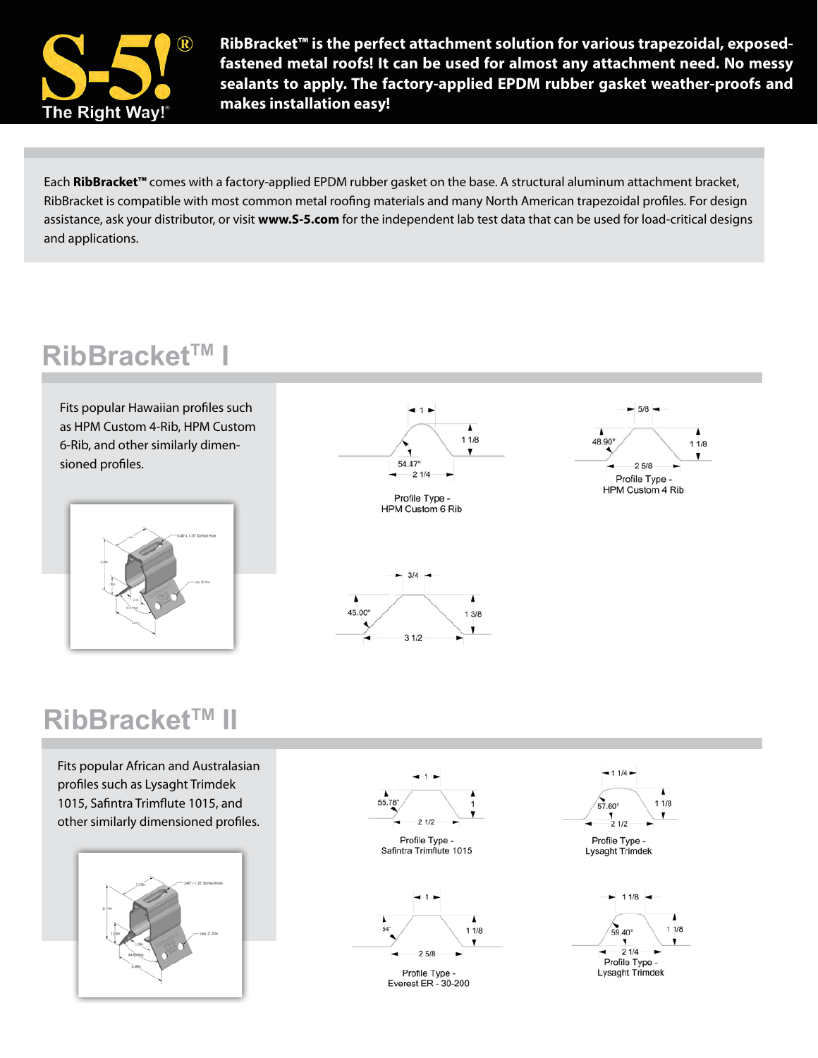RibBracket™ is the perfect attachment solution for various trapezoidal, exposed-fastened metal roofs! It can be used for almost any attachment need. No messy sealants to apply. The factory-applied EPDM rubber gasket weather-proofs and makes installation easy!

Each **RibBracket™** comes with a factory-applied EPDM rubber gasket on the base. A structural aluminum attachment bracket, RibBracket is compatible with most common metal roofing materials and many North American trapezoidal profiles. For design assistance, ask your distributor, or visit **www.S-5.com** for the independent lab test data that can be used for load-critical designs and applications.

## RibBracket™ I

Fits popular Hawaiian profiles such as HPM Custom 4-Rib, HPM Custom 6-Rib, and other similarly dimensioned profiles.

1, 1 1/8, 54.47°, 2 1/4

Profile Type - HPM Custom 6 Rib

5/8, 48.90°, 1 1/8, 2 5/8

Profile Type - HPM Custom 4 Rib

3/4, 45.00°, 1 3/8, 3 1/2

## RibBracket™ II

Fits popular African and Australasian profiles such as Lysaght Trimdek 1015, Safintra Trimflute 1015, and other similarly dimensioned profiles.

1, 55.78°, 1, 2 1/2

Profile Type - Safintra Trimflute 1015

1 1/4, 57.60°, 1 1/8, 2 1/2

Profile Type - Lysaght Trimdek

1, 54°, 1 1/8, 2 5/8

Profile Type - Everest ER - 30-200

1 1/8, 59.40°, 1 1/8, 2 1/4

Profile Type - Lysaght Trimdek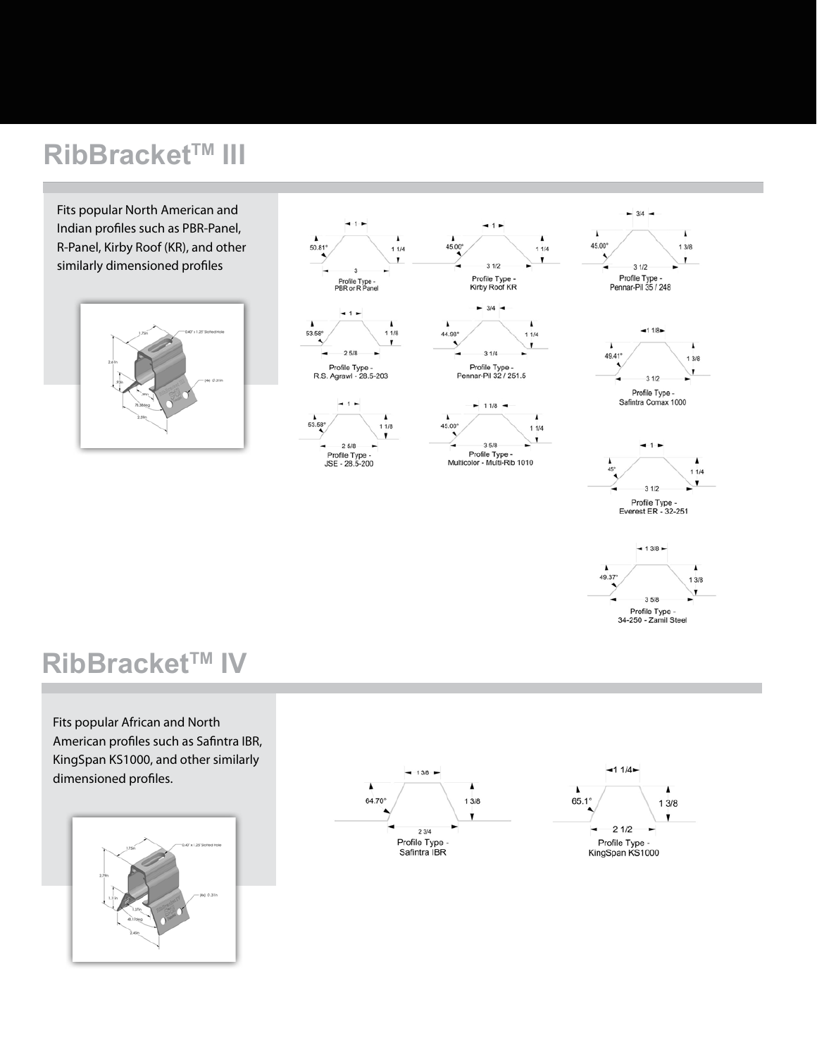# RibBracket™ III

Fits popular North American and Indian profiles such as PBR-Panel, R-Panel, Kirby Roof (KR), and other similarly dimensioned profiles

Profile Type - PBR or R Panel

Profile Type - Kirby Roof KR

Profile Type - Pennar-Pil 35 / 248

Profile Type - R.S. Agrawl - 28.5-203

Profile Type - Pennar-Pil 32 / 251.5

Profile Type - Safintra Comax 1000

Profile Type - JSE - 28.5-200

Profile Type - Multicolor - Multi-Rib 1010

Profile Type - Everest ER - 32-251

Profile Type - 34-250 - Zamil Steel

# RibBracket™ IV

Fits popular African and North American profiles such as Safintra IBR, KingSpan KS1000, and other similarly dimensioned profiles.

Profile Type - Safintra IBR

Profile Type - KingSpan KS1000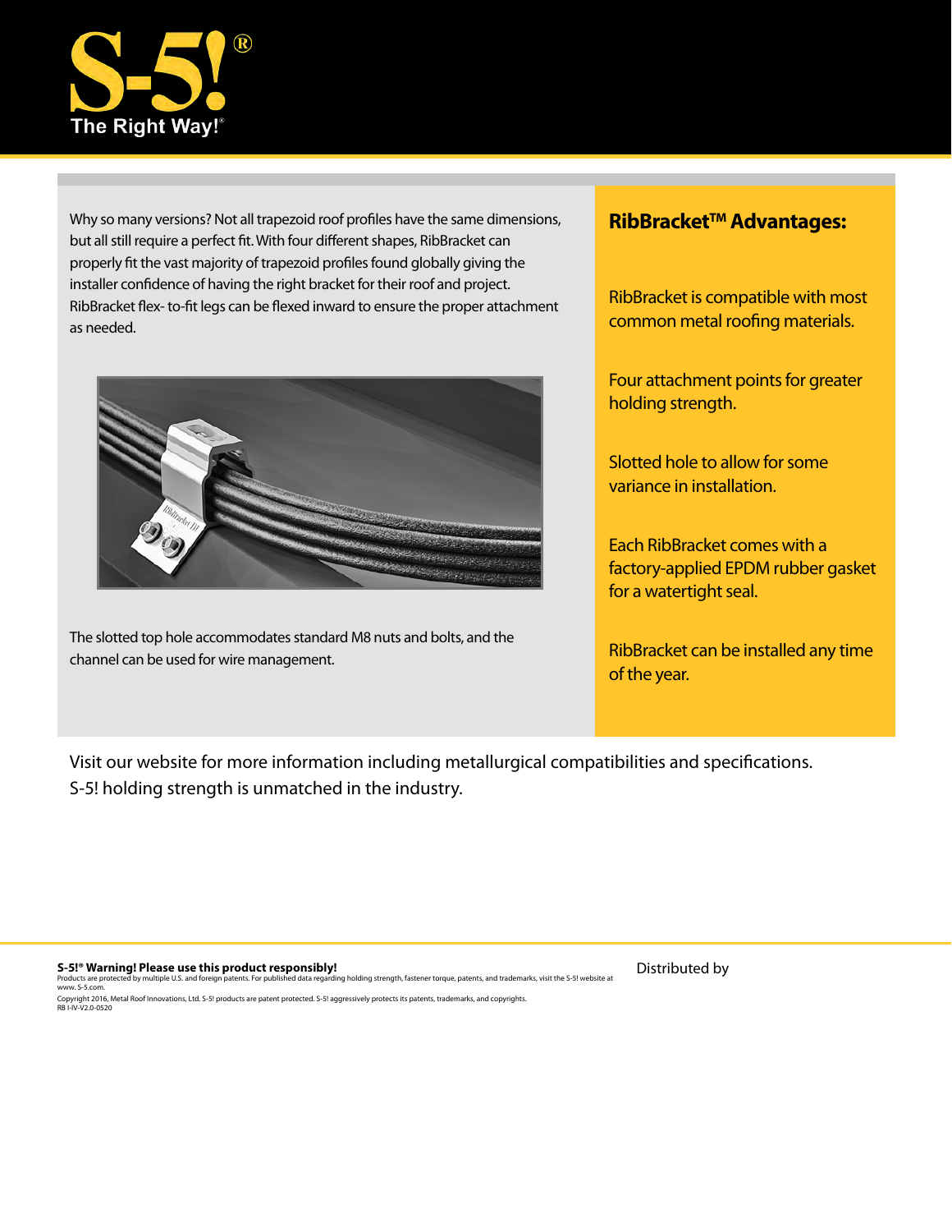Why so many versions? Not all trapezoid roof profiles have the same dimensions, but all still require a perfect fit. With four different shapes, RibBracket can properly fit the vast majority of trapezoid profiles found globally giving the installer confidence of having the right bracket for their roof and project. RibBracket flex- to-fit legs can be flexed inward to ensure the proper attachment as needed.

The slotted top hole accommodates standard M8 nuts and bolts, and the channel can be used for wire management.

## RibBracket™ Advantages:

RibBracket is compatible with most common metal roofing materials.

Four attachment points for greater holding strength.

Slotted hole to allow for some variance in installation.

Each RibBracket comes with a factory-applied EPDM rubber gasket for a watertight seal.

RibBracket can be installed any time of the year.

Visit our website for more information including metallurgical compatibilities and specifications. S-5! holding strength is unmatched in the industry.

**S-5!® Warning! Please use this product responsibly!**
Products are protected by multiple U.S. and foreign patents. For published data regarding holding strength, fastener torque, patents, and trademarks, visit the S-5! website at www. S-5.com.
Copyright 2016, Metal Roof Innovations, Ltd. S-5! products are patent protected. S-5! aggressively protects its patents, trademarks, and copyrights.
RB I-IV-V2.0-0520

Distributed by